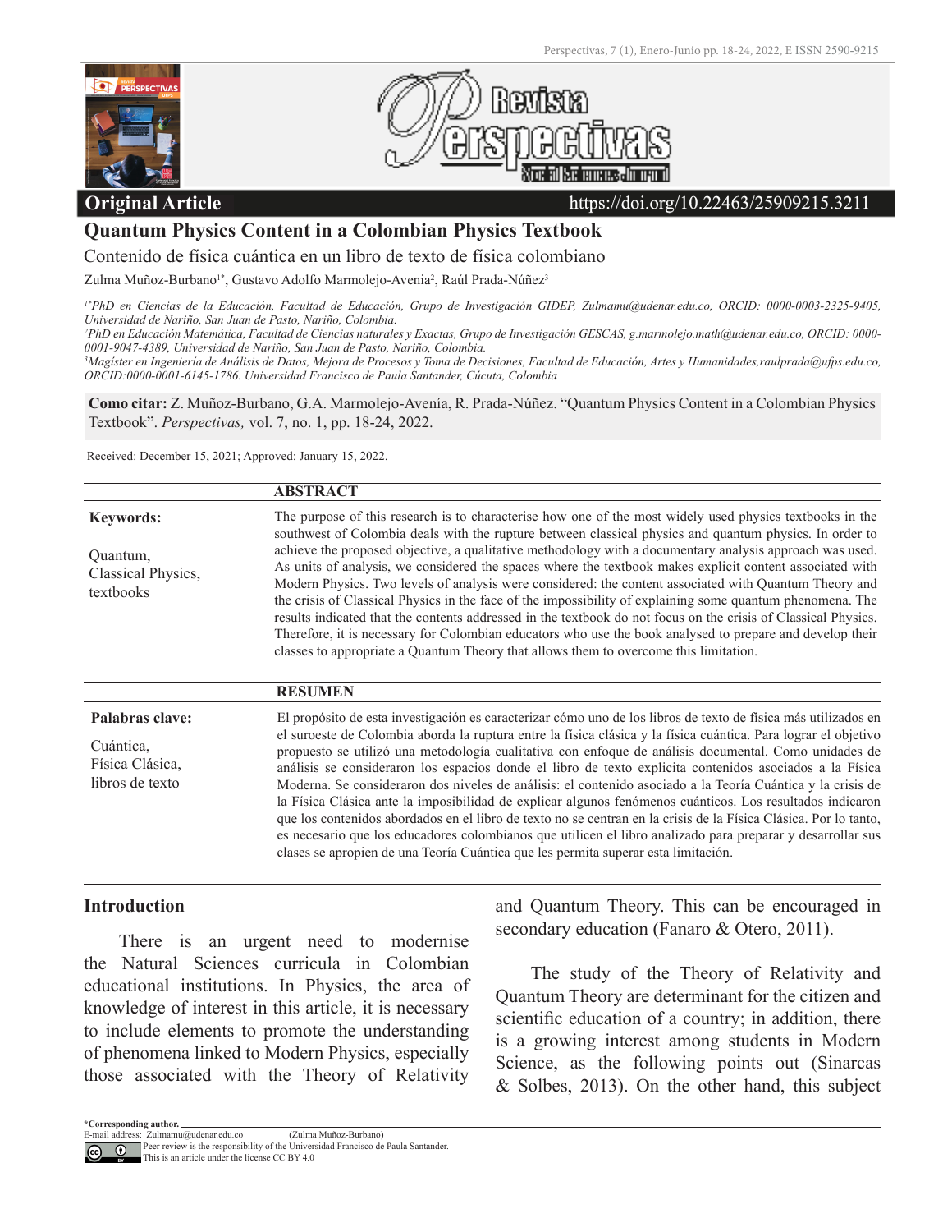**Original Article**

https://doi.org/10.22463/25909215.3211

# Quantum Physics Content in a Colombian Physics Textbook

## Contenido de física cuántica en un libro de texto de física colombiano

Zulma Muñoz-Burbano[1*], Gustavo Adolfo Marmolejo-Avenia[2], Raúl Prada-Núñez[3]

*[1*]PhD en Ciencias de la Educación, Facultad de Educación, Grupo de Investigación GIDEP, Zulmamu@udenar.edu.co, ORCID: 0000-0003-2325-9405, Universidad de Nariño, San Juan de Pasto, Nariño, Colombia.*
*[2]PhD en Educación Matemática, Facultad de Ciencias naturales y Exactas, Grupo de Investigación GESCAS, g.marmolejo.math@udenar.edu.co, ORCID: 0000-0001-9047-4389, Universidad de Nariño, San Juan de Pasto, Nariño, Colombia.*
*[3]Magíster en Ingeniería de Análisis de Datos, Mejora de Procesos y Toma de Decisiones, Facultad de Educación, Artes y Humanidades, raulprada@ufps.edu.co, ORCID:0000-0001-6145-1786. Universidad Francisco de Paula Santander, Cúcuta, Colombia*

**Como citar:** Z. Muñoz-Burbano, G.A. Marmolejo-Avenía, R. Prada-Núñez. "Quantum Physics Content in a Colombian Physics Textbook". *Perspectivas,* vol. 7, no. 1, pp. 18-24, 2022.

Received: December 15, 2021; Approved: January 15, 2022.

### ABSTRACT

**Keywords:**

Quantum, Classical Physics, textbooks

The purpose of this research is to characterise how one of the most widely used physics textbooks in the southwest of Colombia deals with the rupture between classical physics and quantum physics. In order to achieve the proposed objective, a qualitative methodology with a documentary analysis approach was used. As units of analysis, we considered the spaces where the textbook makes explicit content associated with Modern Physics. Two levels of analysis were considered: the content associated with Quantum Theory and the crisis of Classical Physics in the face of the impossibility of explaining some quantum phenomena. The results indicated that the contents addressed in the textbook do not focus on the crisis of Classical Physics. Therefore, it is necessary for Colombian educators who use the book analysed to prepare and develop their classes to appropriate a Quantum Theory that allows them to overcome this limitation.

### RESUMEN

**Palabras clave:**

Cuántica, Física Clásica, libros de texto

El propósito de esta investigación es caracterizar cómo uno de los libros de texto de física más utilizados en el suroeste de Colombia aborda la ruptura entre la física clásica y la física cuántica. Para lograr el objetivo propuesto se utilizó una metodología cualitativa con enfoque de análisis documental. Como unidades de análisis se consideraron los espacios donde el libro de texto explicita contenidos asociados a la Física Moderna. Se consideraron dos niveles de análisis: el contenido asociado a la Teoría Cuántica y la crisis de la Física Clásica ante la imposibilidad de explicar algunos fenómenos cuánticos. Los resultados indicaron que los contenidos abordados en el libro de texto no se centran en la crisis de la Física Clásica. Por lo tanto, es necesario que los educadores colombianos que utilicen el libro analizado para preparar y desarrollar sus clases se apropien de una Teoría Cuántica que les permita superar esta limitación.

## Introduction

There is an urgent need to modernise the Natural Sciences curricula in Colombian educational institutions. In Physics, the area of knowledge of interest in this article, it is necessary to include elements to promote the understanding of phenomena linked to Modern Physics, especially those associated with the Theory of Relativity and Quantum Theory. This can be encouraged in secondary education (Fanaro & Otero, 2011).

The study of the Theory of Relativity and Quantum Theory are determinant for the citizen and scientific education of a country; in addition, there is a growing interest among students in Modern Science, as the following points out (Sinarcas & Solbes, 2013). On the other hand, this subject

*Corresponding author.
E-mail address: Zulmamu@udenar.edu.co (Zulma Muñoz-Burbano)
Peer review is the responsibility of the Universidad Francisco de Paula Santander.
This is an article under the license CC BY 4.0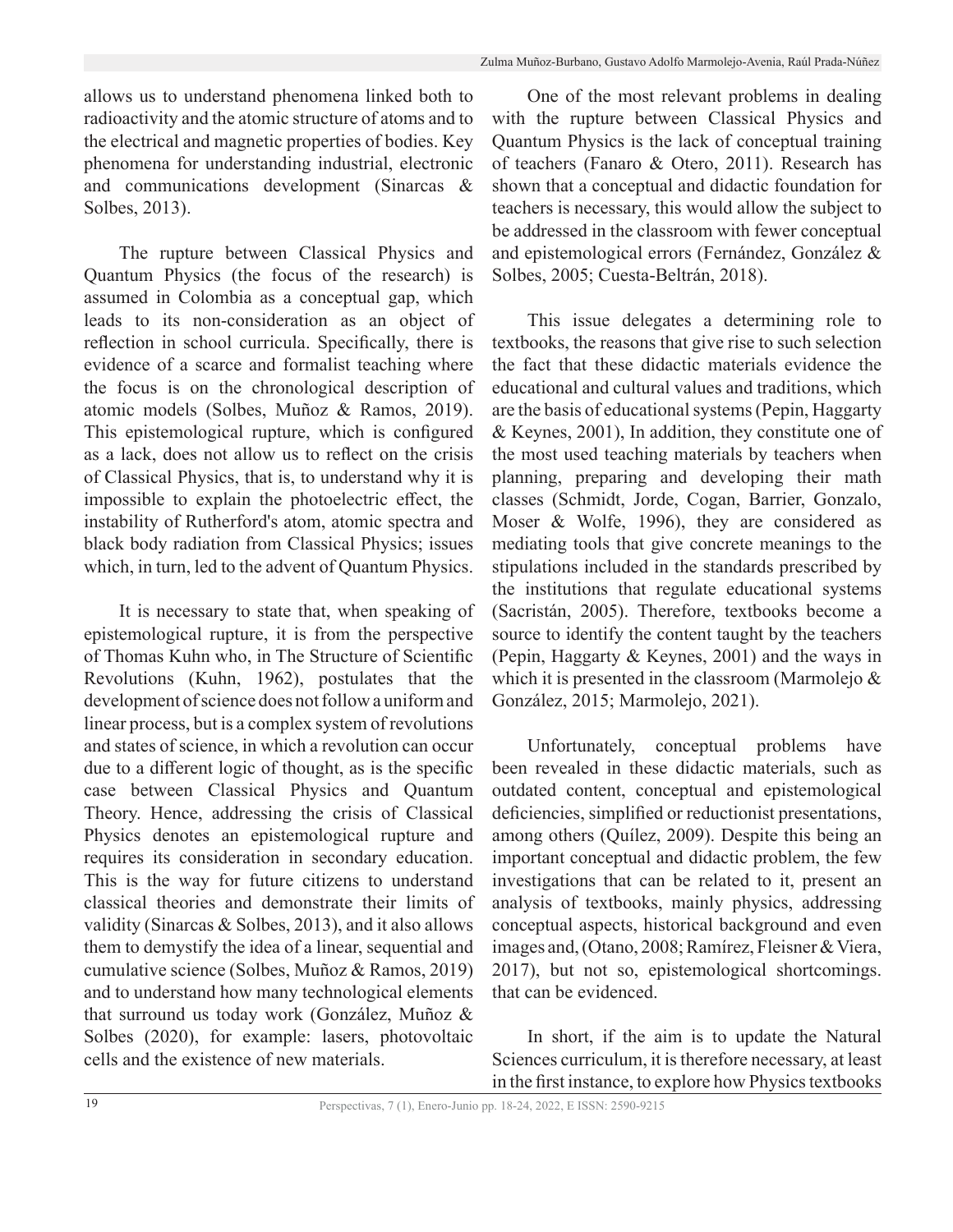allows us to understand phenomena linked both to radioactivity and the atomic structure of atoms and to the electrical and magnetic properties of bodies. Key phenomena for understanding industrial, electronic and communications development (Sinarcas & Solbes, 2013).

The rupture between Classical Physics and Quantum Physics (the focus of the research) is assumed in Colombia as a conceptual gap, which leads to its non-consideration as an object of reflection in school curricula. Specifically, there is evidence of a scarce and formalist teaching where the focus is on the chronological description of atomic models (Solbes, Muñoz & Ramos, 2019). This epistemological rupture, which is configured as a lack, does not allow us to reflect on the crisis of Classical Physics, that is, to understand why it is impossible to explain the photoelectric effect, the instability of Rutherford's atom, atomic spectra and black body radiation from Classical Physics; issues which, in turn, led to the advent of Quantum Physics.

It is necessary to state that, when speaking of epistemological rupture, it is from the perspective of Thomas Kuhn who, in The Structure of Scientific Revolutions (Kuhn, 1962), postulates that the development of science does not follow a uniform and linear process, but is a complex system of revolutions and states of science, in which a revolution can occur due to a different logic of thought, as is the specific case between Classical Physics and Quantum Theory. Hence, addressing the crisis of Classical Physics denotes an epistemological rupture and requires its consideration in secondary education. This is the way for future citizens to understand classical theories and demonstrate their limits of validity (Sinarcas & Solbes, 2013), and it also allows them to demystify the idea of a linear, sequential and cumulative science (Solbes, Muñoz & Ramos, 2019) and to understand how many technological elements that surround us today work (González, Muñoz & Solbes (2020), for example: lasers, photovoltaic cells and the existence of new materials.

One of the most relevant problems in dealing with the rupture between Classical Physics and Quantum Physics is the lack of conceptual training of teachers (Fanaro & Otero, 2011). Research has shown that a conceptual and didactic foundation for teachers is necessary, this would allow the subject to be addressed in the classroom with fewer conceptual and epistemological errors (Fernández, González & Solbes, 2005; Cuesta-Beltrán, 2018).

This issue delegates a determining role to textbooks, the reasons that give rise to such selection the fact that these didactic materials evidence the educational and cultural values and traditions, which are the basis of educational systems (Pepin, Haggarty & Keynes, 2001), In addition, they constitute one of the most used teaching materials by teachers when planning, preparing and developing their math classes (Schmidt, Jorde, Cogan, Barrier, Gonzalo, Moser & Wolfe, 1996), they are considered as mediating tools that give concrete meanings to the stipulations included in the standards prescribed by the institutions that regulate educational systems (Sacristán, 2005). Therefore, textbooks become a source to identify the content taught by the teachers (Pepin, Haggarty & Keynes, 2001) and the ways in which it is presented in the classroom (Marmolejo & González, 2015; Marmolejo, 2021).

Unfortunately, conceptual problems have been revealed in these didactic materials, such as outdated content, conceptual and epistemological deficiencies, simplified or reductionist presentations, among others (Quílez, 2009). Despite this being an important conceptual and didactic problem, the few investigations that can be related to it, present an analysis of textbooks, mainly physics, addressing conceptual aspects, historical background and even images and, (Otano, 2008; Ramírez, Fleisner & Viera, 2017), but not so, epistemological shortcomings. that can be evidenced.

In short, if the aim is to update the Natural Sciences curriculum, it is therefore necessary, at least in the first instance, to explore how Physics textbooks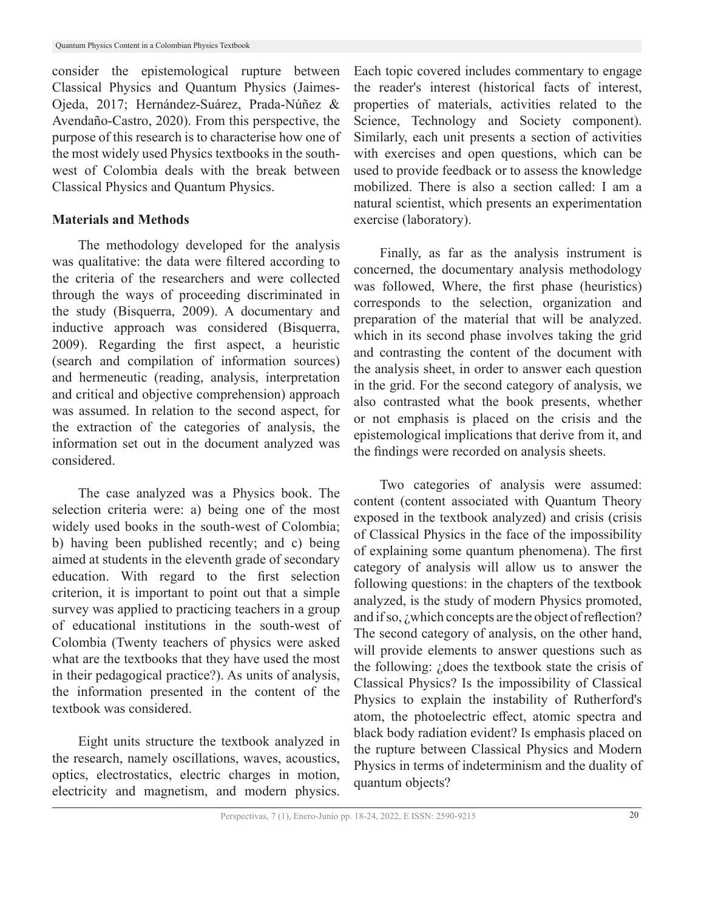consider the epistemological rupture between Classical Physics and Quantum Physics (Jaimes-Ojeda, 2017; Hernández-Suárez, Prada-Núñez & Avendaño-Castro, 2020). From this perspective, the purpose of this research is to characterise how one of the most widely used Physics textbooks in the south-west of Colombia deals with the break between Classical Physics and Quantum Physics.

## Materials and Methods

The methodology developed for the analysis was qualitative: the data were filtered according to the criteria of the researchers and were collected through the ways of proceeding discriminated in the study (Bisquerra, 2009). A documentary and inductive approach was considered (Bisquerra, 2009). Regarding the first aspect, a heuristic (search and compilation of information sources) and hermeneutic (reading, analysis, interpretation and critical and objective comprehension) approach was assumed. In relation to the second aspect, for the extraction of the categories of analysis, the information set out in the document analyzed was considered.

The case analyzed was a Physics book. The selection criteria were: a) being one of the most widely used books in the south-west of Colombia; b) having been published recently; and c) being aimed at students in the eleventh grade of secondary education. With regard to the first selection criterion, it is important to point out that a simple survey was applied to practicing teachers in a group of educational institutions in the south-west of Colombia (Twenty teachers of physics were asked what are the textbooks that they have used the most in their pedagogical practice?). As units of analysis, the information presented in the content of the textbook was considered.

Eight units structure the textbook analyzed in the research, namely oscillations, waves, acoustics, optics, electrostatics, electric charges in motion, electricity and magnetism, and modern physics. Each topic covered includes commentary to engage the reader's interest (historical facts of interest, properties of materials, activities related to the Science, Technology and Society component). Similarly, each unit presents a section of activities with exercises and open questions, which can be used to provide feedback or to assess the knowledge mobilized. There is also a section called: I am a natural scientist, which presents an experimentation exercise (laboratory).

Finally, as far as the analysis instrument is concerned, the documentary analysis methodology was followed, Where, the first phase (heuristics) corresponds to the selection, organization and preparation of the material that will be analyzed. which in its second phase involves taking the grid and contrasting the content of the document with the analysis sheet, in order to answer each question in the grid. For the second category of analysis, we also contrasted what the book presents, whether or not emphasis is placed on the crisis and the epistemological implications that derive from it, and the findings were recorded on analysis sheets.

Two categories of analysis were assumed: content (content associated with Quantum Theory exposed in the textbook analyzed) and crisis (crisis of Classical Physics in the face of the impossibility of explaining some quantum phenomena). The first category of analysis will allow us to answer the following questions: in the chapters of the textbook analyzed, is the study of modern Physics promoted, and if so, ¿which concepts are the object of reflection? The second category of analysis, on the other hand, will provide elements to answer questions such as the following: ¿does the textbook state the crisis of Classical Physics? Is the impossibility of Classical Physics to explain the instability of Rutherford's atom, the photoelectric effect, atomic spectra and black body radiation evident? Is emphasis placed on the rupture between Classical Physics and Modern Physics in terms of indeterminism and the duality of quantum objects?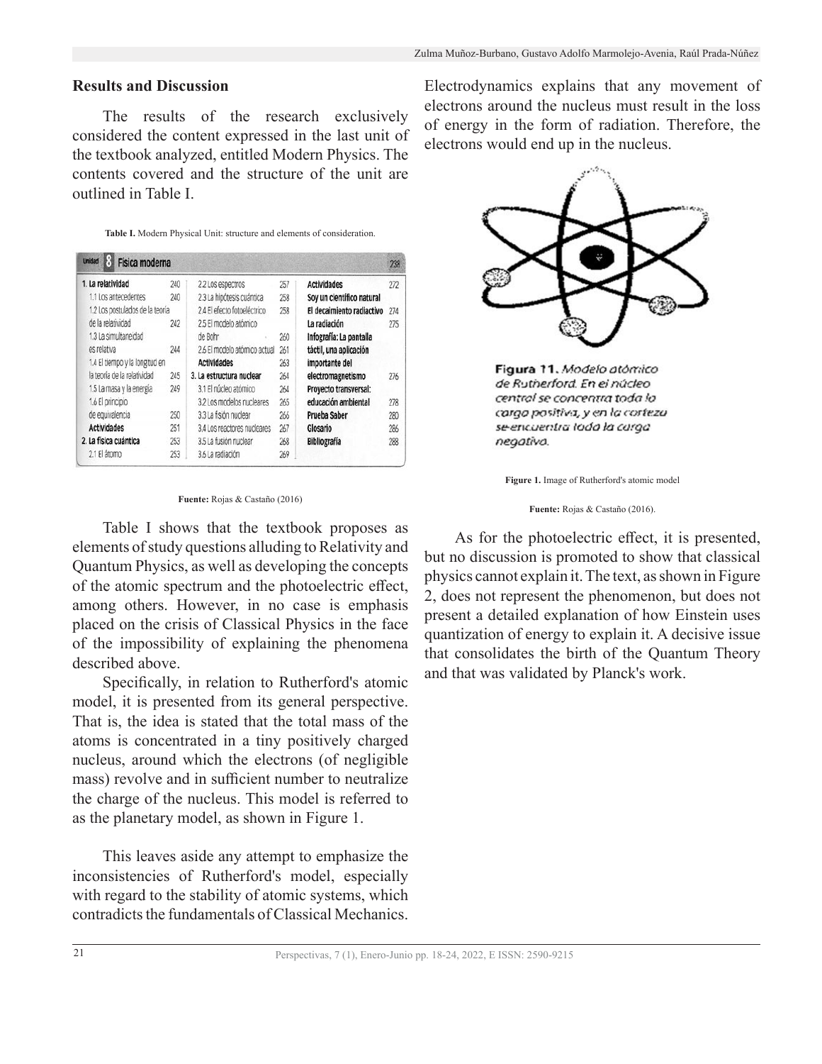## Results and Discussion

The results of the research exclusively considered the content expressed in the last unit of the textbook analyzed, entitled Modern Physics. The contents covered and the structure of the unit are outlined in Table I.

**Table I.** Modern Physical Unit: structure and elements of consideration.

| Unidad 8 Física moderna | | | | | 238 |
|---|---|---|---|---|---|
| **1. La relatividad** | 240 | 2.2 Los espectros | 257 | **Actividades** | 272 |
| 1.1 Los antecedentes | 240 | 2.3 La hipótesis cuántica | 258 | **Soy un científico natural** | |
| 1.2 Los postulados de la teoría de la relatividad | 242 | 2.4 El efecto fotoeléctrico | 258 | **El decaimiento radiactivo** | 274 |
| 1.3 La simultaneidad es relativa | 244 | 2.5 El modelo atómico de Bohr | 260 | **La radiación** | 275 |
| 1.4 El tiempo y la longitud en la teoría de la relatividad | 245 | 2.6 El modelo atómico actual | 261 | **Infografía: La pantalla táctil, una aplicación importante del electromagnetismo** | 276 |
| 1.5 La masa y la energía | 249 | **Actividades** | 263 | **Proyecto transversal: educación ambiental** | 278 |
| 1.6 El principio de equivalencia | 250 | **3. La estructura nuclear** | 264 | **Prueba Saber** | 280 |
| **Actividades** | 251 | 3.1 El núcleo atómico | 264 | **Glosario** | 286 |
| **2. La física cuántica** | 253 | 3.2 Los modelos nucleares | 265 | **Bibliografía** | 288 |
| 2.1 El átomo | 253 | 3.3 La fisión nuclear | 266 | | |
| | | 3.4 Los reactores nucleares | 267 | | |
| | | 3.5 La fusión nuclear | 268 | | |
| | | 3.6 La radiación | 269 | | |

**Fuente:** Rojas & Castaño (2016)

Table I shows that the textbook proposes as elements of study questions alluding to Relativity and Quantum Physics, as well as developing the concepts of the atomic spectrum and the photoelectric effect, among others. However, in no case is emphasis placed on the crisis of Classical Physics in the face of the impossibility of explaining the phenomena described above.

Specifically, in relation to Rutherford's atomic model, it is presented from its general perspective. That is, the idea is stated that the total mass of the atoms is concentrated in a tiny positively charged nucleus, around which the electrons (of negligible mass) revolve and in sufficient number to neutralize the charge of the nucleus. This model is referred to as the planetary model, as shown in Figure 1.

This leaves aside any attempt to emphasize the inconsistencies of Rutherford's model, especially with regard to the stability of atomic systems, which contradicts the fundamentals of Classical Mechanics. Electrodynamics explains that any movement of electrons around the nucleus must result in the loss of energy in the form of radiation. Therefore, the electrons would end up in the nucleus.

**Figura 11.** *Modelo atómico de Rutherford. En el núcleo central se concentra toda la carga positiva, y en la corteza se encuentra toda la carga negativa.*

**Figure 1.** Image of Rutherford's atomic model

**Fuente:** Rojas & Castaño (2016).

As for the photoelectric effect, it is presented, but no discussion is promoted to show that classical physics cannot explain it. The text, as shown in Figure 2, does not represent the phenomenon, but does not present a detailed explanation of how Einstein uses quantization of energy to explain it. A decisive issue that consolidates the birth of the Quantum Theory and that was validated by Planck's work.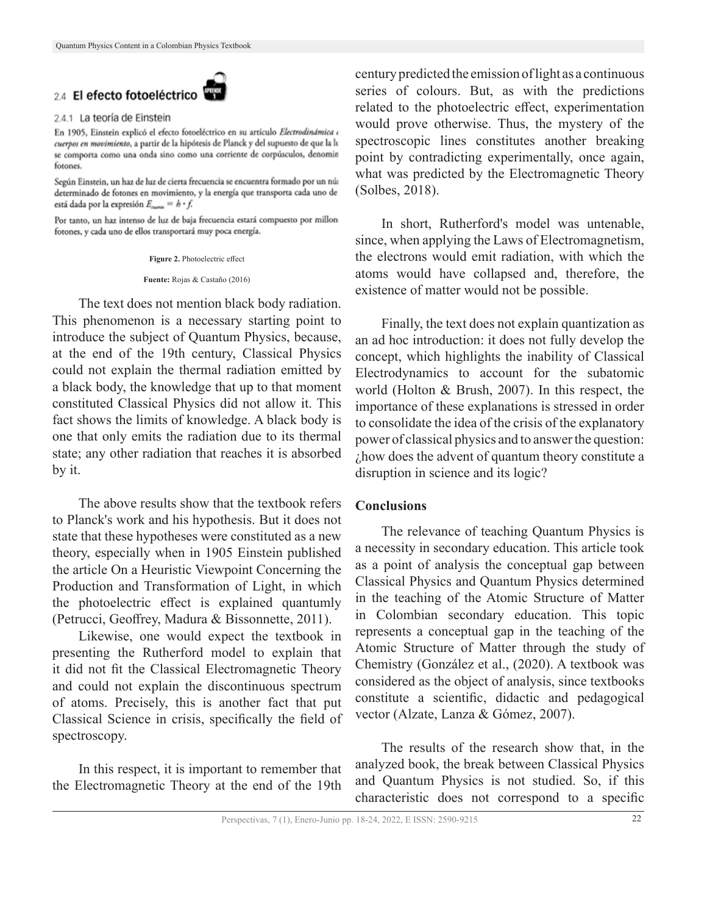## 2.4 El efecto fotoeléctrico

### 2.4.1 La teoría de Einstein

En 1905, Einstein explicó el efecto fotoeléctrico en su artículo *Electrodinámica de cuerpos en movimiento*, a partir de la hipótesis de Planck y del supuesto de que la luz se comporta como una onda sino como una corriente de corpúsculos, denominados fotones.

Según Einstein, un haz de luz de cierta frecuencia se encuentra formado por un número determinado de fotones en movimiento, y la energía que transporta cada uno de ellos está dada por la expresión $E_{cuanto} = h \cdot f$.

Por tanto, un haz intenso de luz de baja frecuencia estará compuesto por millones de fotones, y cada uno de ellos transportará muy poca energía.

**Figure 2.** Photoelectric effect

**Fuente:** Rojas & Castaño (2016)

The text does not mention black body radiation. This phenomenon is a necessary starting point to introduce the subject of Quantum Physics, because, at the end of the 19th century, Classical Physics could not explain the thermal radiation emitted by a black body, the knowledge that up to that moment constituted Classical Physics did not allow it. This fact shows the limits of knowledge. A black body is one that only emits the radiation due to its thermal state; any other radiation that reaches it is absorbed by it.

The above results show that the textbook refers to Planck's work and his hypothesis. But it does not state that these hypotheses were constituted as a new theory, especially when in 1905 Einstein published the article On a Heuristic Viewpoint Concerning the Production and Transformation of Light, in which the photoelectric effect is explained quantumly (Petrucci, Geoffrey, Madura & Bissonnette, 2011).

Likewise, one would expect the textbook in presenting the Rutherford model to explain that it did not fit the Classical Electromagnetic Theory and could not explain the discontinuous spectrum of atoms. Precisely, this is another fact that put Classical Science in crisis, specifically the field of spectroscopy.

In this respect, it is important to remember that the Electromagnetic Theory at the end of the 19th century predicted the emission of light as a continuous series of colours. But, as with the predictions related to the photoelectric effect, experimentation would prove otherwise. Thus, the mystery of the spectroscopic lines constitutes another breaking point by contradicting experimentally, once again, what was predicted by the Electromagnetic Theory (Solbes, 2018).

In short, Rutherford's model was untenable, since, when applying the Laws of Electromagnetism, the electrons would emit radiation, with which the atoms would have collapsed and, therefore, the existence of matter would not be possible.

Finally, the text does not explain quantization as an ad hoc introduction: it does not fully develop the concept, which highlights the inability of Classical Electrodynamics to account for the subatomic world (Holton & Brush, 2007). In this respect, the importance of these explanations is stressed in order to consolidate the idea of the crisis of the explanatory power of classical physics and to answer the question: ¿how does the advent of quantum theory constitute a disruption in science and its logic?

## Conclusions

The relevance of teaching Quantum Physics is a necessity in secondary education. This article took as a point of analysis the conceptual gap between Classical Physics and Quantum Physics determined in the teaching of the Atomic Structure of Matter in Colombian secondary education. This topic represents a conceptual gap in the teaching of the Atomic Structure of Matter through the study of Chemistry (González et al., (2020). A textbook was considered as the object of analysis, since textbooks constitute a scientific, didactic and pedagogical vector (Alzate, Lanza & Gómez, 2007).

The results of the research show that, in the analyzed book, the break between Classical Physics and Quantum Physics is not studied. So, if this characteristic does not correspond to a specific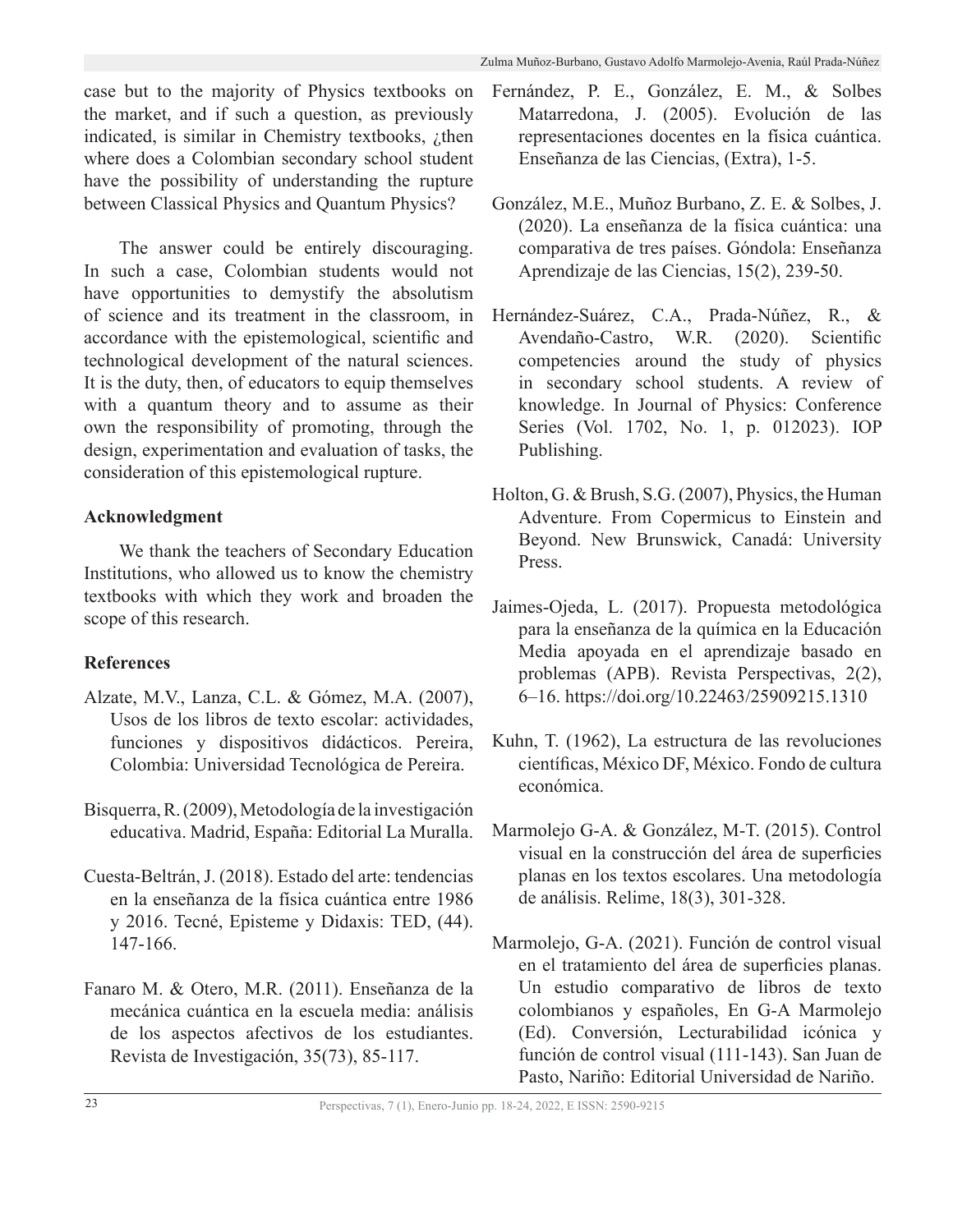case but to the majority of Physics textbooks on the market, and if such a question, as previously indicated, is similar in Chemistry textbooks, ¿then where does a Colombian secondary school student have the possibility of understanding the rupture between Classical Physics and Quantum Physics?

The answer could be entirely discouraging. In such a case, Colombian students would not have opportunities to demystify the absolutism of science and its treatment in the classroom, in accordance with the epistemological, scientific and technological development of the natural sciences. It is the duty, then, of educators to equip themselves with a quantum theory and to assume as their own the responsibility of promoting, through the design, experimentation and evaluation of tasks, the consideration of this epistemological rupture.

## Acknowledgment

We thank the teachers of Secondary Education Institutions, who allowed us to know the chemistry textbooks with which they work and broaden the scope of this research.

## References

Alzate, M.V., Lanza, C.L. & Gómez, M.A. (2007), Usos de los libros de texto escolar: actividades, funciones y dispositivos didácticos. Pereira, Colombia: Universidad Tecnológica de Pereira.

Bisquerra, R. (2009), Metodología de la investigación educativa. Madrid, España: Editorial La Muralla.

Cuesta-Beltrán, J. (2018). Estado del arte: tendencias en la enseñanza de la física cuántica entre 1986 y 2016. Tecné, Episteme y Didaxis: TED, (44). 147-166.

Fanaro M. & Otero, M.R. (2011). Enseñanza de la mecánica cuántica en la escuela media: análisis de los aspectos afectivos de los estudiantes. Revista de Investigación, 35(73), 85-117.

Fernández, P. E., González, E. M., & Solbes Matarredona, J. (2005). Evolución de las representaciones docentes en la física cuántica. Enseñanza de las Ciencias, (Extra), 1-5.

González, M.E., Muñoz Burbano, Z. E. & Solbes, J. (2020). La enseñanza de la física cuántica: una comparativa de tres países. Góndola: Enseñanza Aprendizaje de las Ciencias, 15(2), 239-50.

Hernández-Suárez, C.A., Prada-Núñez, R., & Avendaño-Castro, W.R. (2020). Scientific competencies around the study of physics in secondary school students. A review of knowledge. In Journal of Physics: Conference Series (Vol. 1702, No. 1, p. 012023). IOP Publishing.

Holton, G. & Brush, S.G. (2007), Physics, the Human Adventure. From Copermicus to Einstein and Beyond. New Brunswick, Canadá: University Press.

Jaimes-Ojeda, L. (2017). Propuesta metodológica para la enseñanza de la química en la Educación Media apoyada en el aprendizaje basado en problemas (APB). Revista Perspectivas, 2(2), 6–16. https://doi.org/10.22463/25909215.1310

Kuhn, T. (1962), La estructura de las revoluciones científicas, México DF, México. Fondo de cultura económica.

Marmolejo G-A. & González, M-T. (2015). Control visual en la construcción del área de superficies planas en los textos escolares. Una metodología de análisis. Relime, 18(3), 301-328.

Marmolejo, G-A. (2021). Función de control visual en el tratamiento del área de superficies planas. Un estudio comparativo de libros de texto colombianos y españoles, En G-A Marmolejo (Ed). Conversión, Lecturabilidad icónica y función de control visual (111-143). San Juan de Pasto, Nariño: Editorial Universidad de Nariño.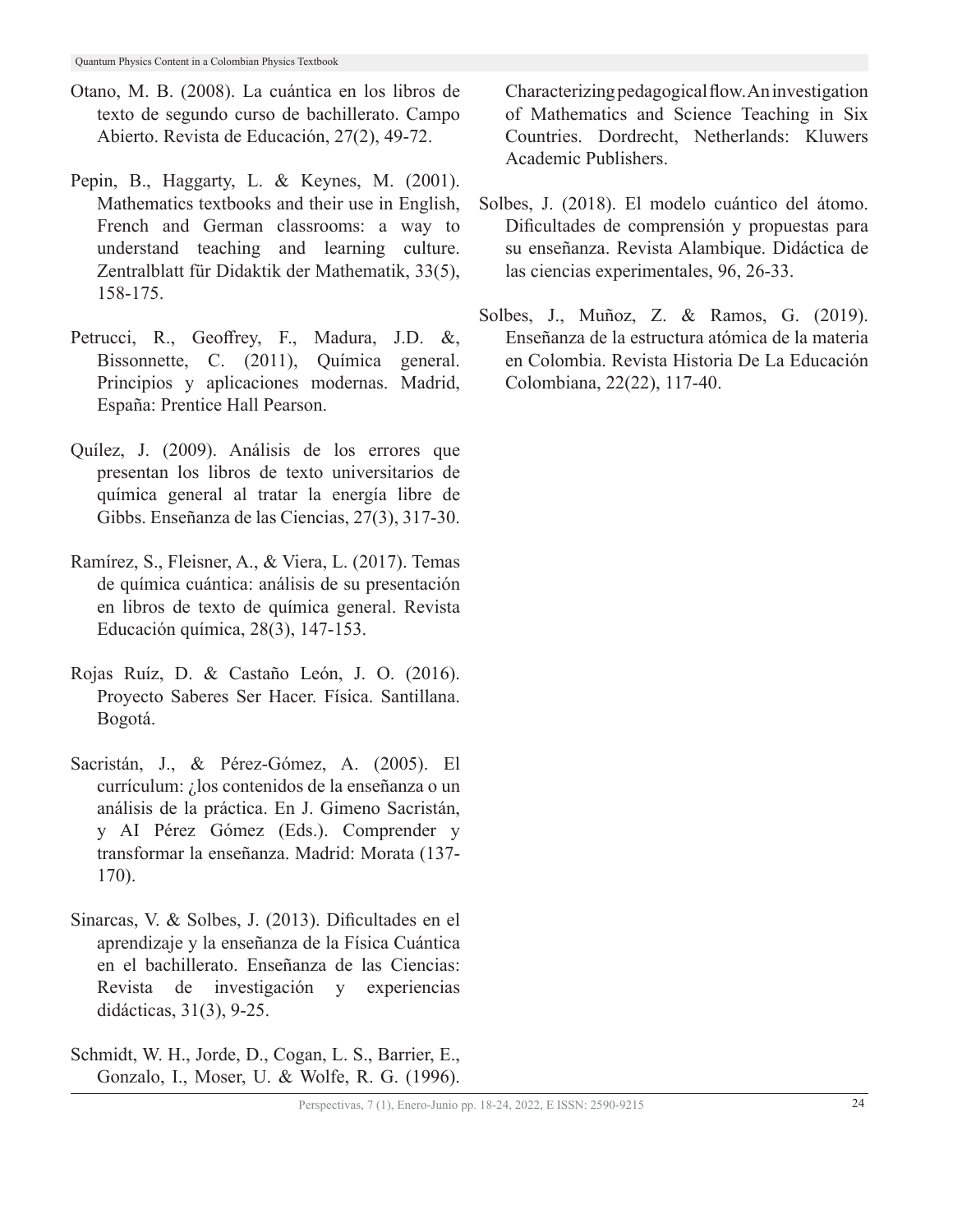Otano, M. B. (2008). La cuántica en los libros de texto de segundo curso de bachillerato. Campo Abierto. Revista de Educación, 27(2), 49-72.

Pepin, B., Haggarty, L. & Keynes, M. (2001). Mathematics textbooks and their use in English, French and German classrooms: a way to understand teaching and learning culture. Zentralblatt für Didaktik der Mathematik, 33(5), 158-175.

Petrucci, R., Geoffrey, F., Madura, J.D. &, Bissonnette, C. (2011), Química general. Principios y aplicaciones modernas. Madrid, España: Prentice Hall Pearson.

Quílez, J. (2009). Análisis de los errores que presentan los libros de texto universitarios de química general al tratar la energía libre de Gibbs. Enseñanza de las Ciencias, 27(3), 317-30.

Ramírez, S., Fleisner, A., & Viera, L. (2017). Temas de química cuántica: análisis de su presentación en libros de texto de química general. Revista Educación química, 28(3), 147-153.

Rojas Ruíz, D. & Castaño León, J. O. (2016). Proyecto Saberes Ser Hacer. Física. Santillana. Bogotá.

Sacristán, J., & Pérez-Gómez, A. (2005). El currículum: ¿los contenidos de la enseñanza o un análisis de la práctica. En J. Gimeno Sacristán, y AI Pérez Gómez (Eds.). Comprender y transformar la enseñanza. Madrid: Morata (137-170).

Sinarcas, V. & Solbes, J. (2013). Dificultades en el aprendizaje y la enseñanza de la Física Cuántica en el bachillerato. Enseñanza de las Ciencias: Revista de investigación y experiencias didácticas, 31(3), 9-25.

Schmidt, W. H., Jorde, D., Cogan, L. S., Barrier, E., Gonzalo, I., Moser, U. & Wolfe, R. G. (1996). Characterizing pedagogical flow. An investigation of Mathematics and Science Teaching in Six Countries. Dordrecht, Netherlands: Kluwers Academic Publishers.

Solbes, J. (2018). El modelo cuántico del átomo. Dificultades de comprensión y propuestas para su enseñanza. Revista Alambique. Didáctica de las ciencias experimentales, 96, 26-33.

Solbes, J., Muñoz, Z. & Ramos, G. (2019). Enseñanza de la estructura atómica de la materia en Colombia. Revista Historia De La Educación Colombiana, 22(22), 117-40.